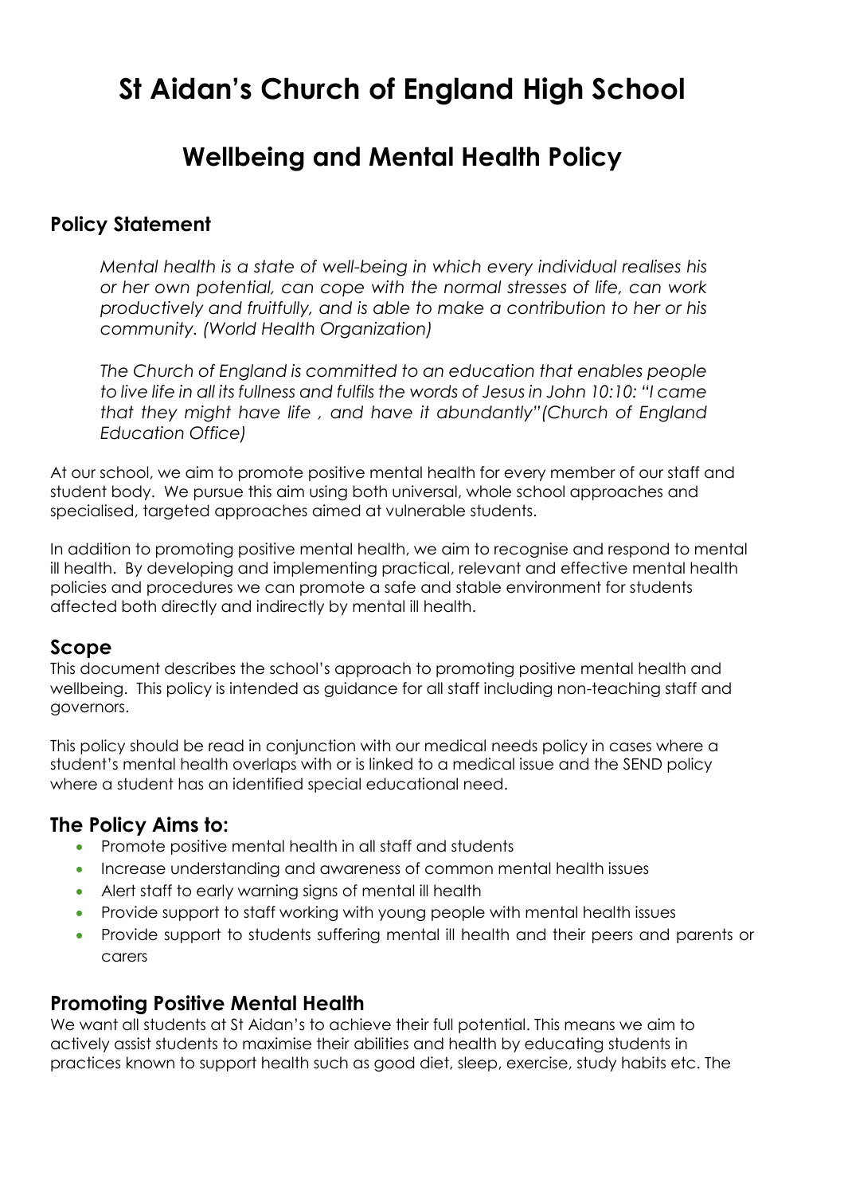# St Aidan's Church of England High School

## Wellbeing and Mental Health Policy

### Policy Statement

*Mental health is a state of well-being in which every individual realises his or her own potential, can cope with the normal stresses of life, can work productively and fruitfully, and is able to make a contribution to her or his community. (World Health Organization)*

*The Church of England is committed to an education that enables people to live life in all its fullness and fulfils the words of Jesus in John 10:10: "I came that they might have life , and have it abundantly"(Church of England Education Office)*

At our school, we aim to promote positive mental health for every member of our staff and student body. We pursue this aim using both universal, whole school approaches and specialised, targeted approaches aimed at vulnerable students.

In addition to promoting positive mental health, we aim to recognise and respond to mental ill health. By developing and implementing practical, relevant and effective mental health policies and procedures we can promote a safe and stable environment for students affected both directly and indirectly by mental ill health.

### Scope

This document describes the school's approach to promoting positive mental health and wellbeing. This policy is intended as guidance for all staff including non-teaching staff and governors.

This policy should be read in conjunction with our medical needs policy in cases where a student's mental health overlaps with or is linked to a medical issue and the SEND policy where a student has an identified special educational need.

### The Policy Aims to:

- Promote positive mental health in all staff and students
- Increase understanding and awareness of common mental health issues
- Alert staff to early warning signs of mental ill health
- Provide support to staff working with young people with mental health issues
- Provide support to students suffering mental ill health and their peers and parents or carers

### Promoting Positive Mental Health

We want all students at St Aidan's to achieve their full potential. This means we aim to actively assist students to maximise their abilities and health by educating students in practices known to support health such as good diet, sleep, exercise, study habits etc. The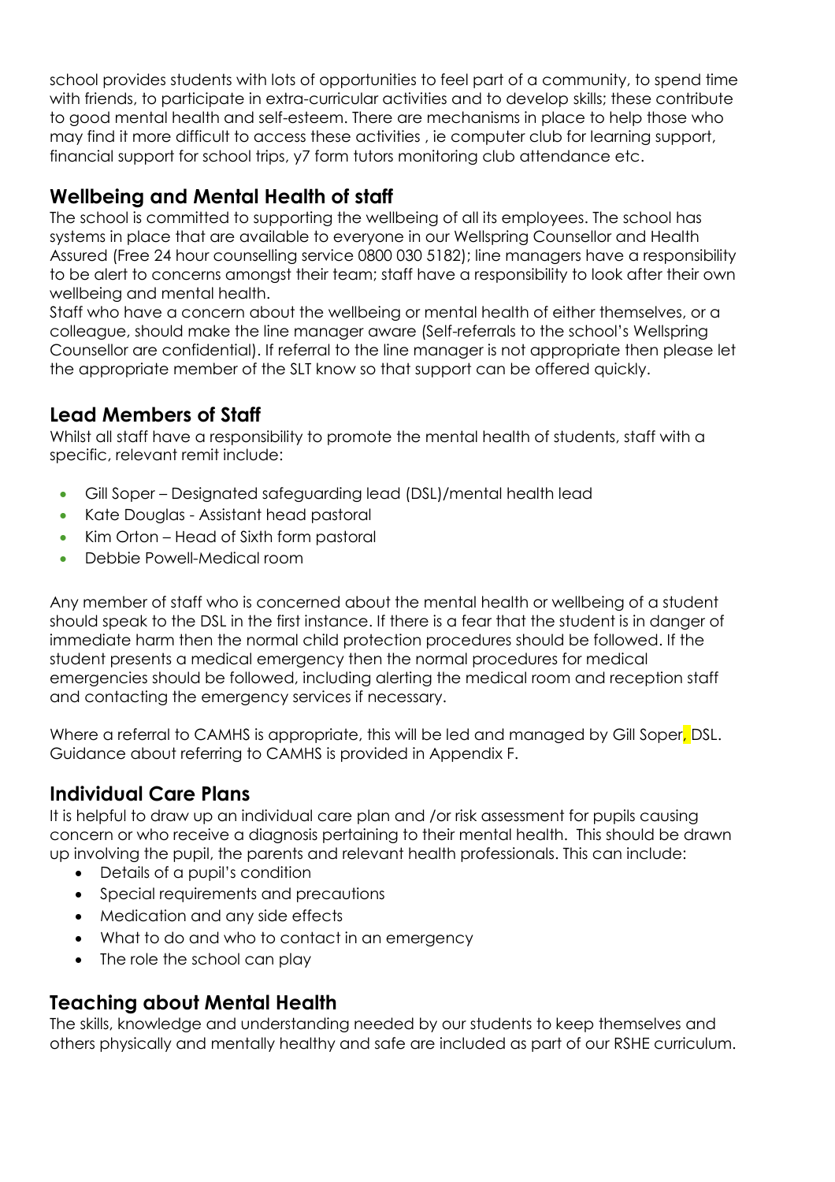school provides students with lots of opportunities to feel part of a community, to spend time with friends, to participate in extra-curricular activities and to develop skills; these contribute to good mental health and self-esteem. There are mechanisms in place to help those who may find it more difficult to access these activities , ie computer club for learning support, financial support for school trips, y7 form tutors monitoring club attendance etc.

## Wellbeing and Mental Health of staff

The school is committed to supporting the wellbeing of all its employees. The school has systems in place that are available to everyone in our Wellspring Counsellor and Health Assured (Free 24 hour counselling service 0800 030 5182); line managers have a responsibility to be alert to concerns amongst their team; staff have a responsibility to look after their own wellbeing and mental health.

Staff who have a concern about the wellbeing or mental health of either themselves, or a colleague, should make the line manager aware (Self-referrals to the school's Wellspring Counsellor are confidential). If referral to the line manager is not appropriate then please let the appropriate member of the SLT know so that support can be offered quickly.

## Lead Members of Staff

Whilst all staff have a responsibility to promote the mental health of students, staff with a specific, relevant remit include:

- Gill Soper – Designated safeguarding lead (DSL)/mental health lead
- Kate Douglas - Assistant head pastoral
- Kim Orton – Head of Sixth form pastoral
- Debbie Powell-Medical room

Any member of staff who is concerned about the mental health or wellbeing of a student should speak to the DSL in the first instance. If there is a fear that the student is in danger of immediate harm then the normal child protection procedures should be followed. If the student presents a medical emergency then the normal procedures for medical emergencies should be followed, including alerting the medical room and reception staff and contacting the emergency services if necessary.

Where a referral to CAMHS is appropriate, this will be led and managed by Gill Soper, DSL. Guidance about referring to CAMHS is provided in Appendix F.

## Individual Care Plans

It is helpful to draw up an individual care plan and /or risk assessment for pupils causing concern or who receive a diagnosis pertaining to their mental health. This should be drawn up involving the pupil, the parents and relevant health professionals. This can include:

- Details of a pupil's condition
- Special requirements and precautions
- Medication and any side effects
- What to do and who to contact in an emergency
- The role the school can play

## Teaching about Mental Health

The skills, knowledge and understanding needed by our students to keep themselves and others physically and mentally healthy and safe are included as part of our RSHE curriculum.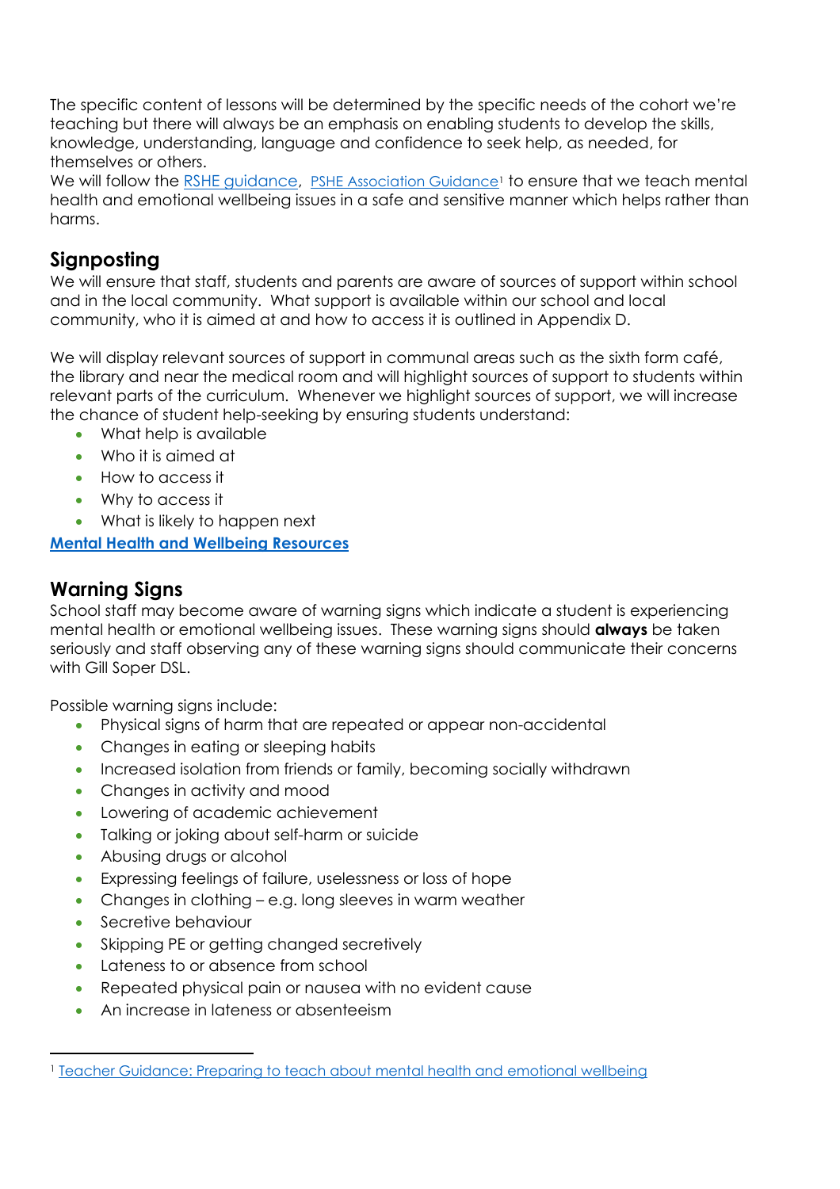The specific content of lessons will be determined by the specific needs of the cohort we're teaching but there will always be an emphasis on enabling students to develop the skills, knowledge, understanding, language and confidence to seek help, as needed, for themselves or others.

We will follow the RSHE guidance, PSHE Association Guidance[1] to ensure that we teach mental health and emotional wellbeing issues in a safe and sensitive manner which helps rather than harms.

## Signposting

We will ensure that staff, students and parents are aware of sources of support within school and in the local community. What support is available within our school and local community, who it is aimed at and how to access it is outlined in Appendix D.

We will display relevant sources of support in communal areas such as the sixth form café, the library and near the medical room and will highlight sources of support to students within relevant parts of the curriculum. Whenever we highlight sources of support, we will increase the chance of student help-seeking by ensuring students understand:

- What help is available
- Who it is aimed at
- How to access it
- Why to access it
- What is likely to happen next

**Mental Health and Wellbeing Resources**

## Warning Signs

School staff may become aware of warning signs which indicate a student is experiencing mental health or emotional wellbeing issues. These warning signs should **always** be taken seriously and staff observing any of these warning signs should communicate their concerns with Gill Soper DSL.

Possible warning signs include:

- Physical signs of harm that are repeated or appear non-accidental
- Changes in eating or sleeping habits
- Increased isolation from friends or family, becoming socially withdrawn
- Changes in activity and mood
- Lowering of academic achievement
- Talking or joking about self-harm or suicide
- Abusing drugs or alcohol
- Expressing feelings of failure, uselessness or loss of hope
- Changes in clothing – e.g. long sleeves in warm weather
- Secretive behaviour
- Skipping PE or getting changed secretively
- Lateness to or absence from school
- Repeated physical pain or nausea with no evident cause
- An increase in lateness or absenteeism

---

[1] Teacher Guidance: Preparing to teach about mental health and emotional wellbeing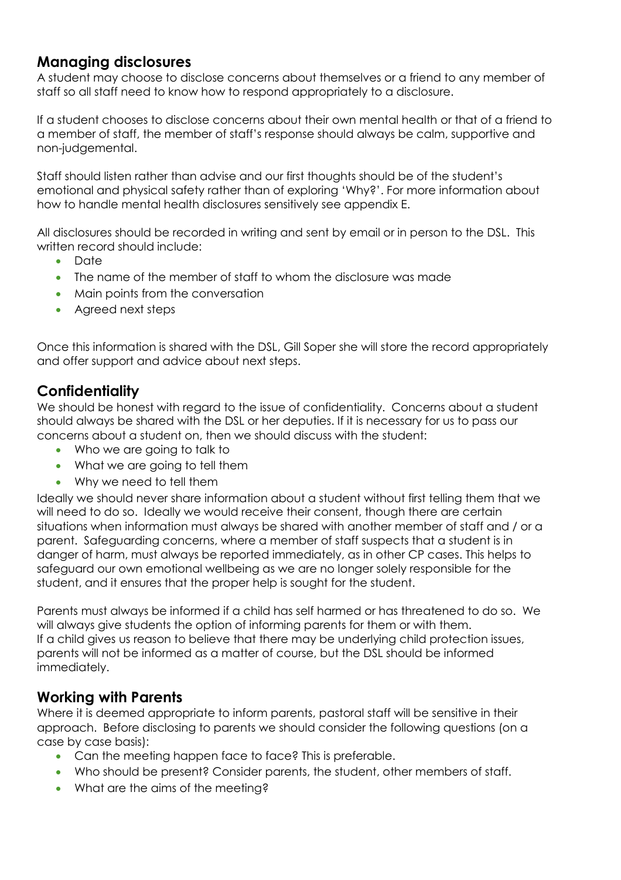## Managing disclosures

A student may choose to disclose concerns about themselves or a friend to any member of staff so all staff need to know how to respond appropriately to a disclosure.

If a student chooses to disclose concerns about their own mental health or that of a friend to a member of staff, the member of staff's response should always be calm, supportive and non-judgemental.

Staff should listen rather than advise and our first thoughts should be of the student's emotional and physical safety rather than of exploring 'Why?'. For more information about how to handle mental health disclosures sensitively see appendix E.

All disclosures should be recorded in writing and sent by email or in person to the DSL. This written record should include:

- Date
- The name of the member of staff to whom the disclosure was made
- Main points from the conversation
- Agreed next steps

Once this information is shared with the DSL, Gill Soper she will store the record appropriately and offer support and advice about next steps.

## Confidentiality

We should be honest with regard to the issue of confidentiality. Concerns about a student should always be shared with the DSL or her deputies. If it is necessary for us to pass our concerns about a student on, then we should discuss with the student:

- Who we are going to talk to
- What we are going to tell them
- Why we need to tell them

Ideally we should never share information about a student without first telling them that we will need to do so. Ideally we would receive their consent, though there are certain situations when information must always be shared with another member of staff and / or a parent. Safeguarding concerns, where a member of staff suspects that a student is in danger of harm, must always be reported immediately, as in other CP cases. This helps to safeguard our own emotional wellbeing as we are no longer solely responsible for the student, and it ensures that the proper help is sought for the student.

Parents must always be informed if a child has self harmed or has threatened to do so. We will always give students the option of informing parents for them or with them.
If a child gives us reason to believe that there may be underlying child protection issues, parents will not be informed as a matter of course, but the DSL should be informed immediately.

## Working with Parents

Where it is deemed appropriate to inform parents, pastoral staff will be sensitive in their approach. Before disclosing to parents we should consider the following questions (on a case by case basis):

- Can the meeting happen face to face? This is preferable.
- Who should be present? Consider parents, the student, other members of staff.
- What are the aims of the meeting?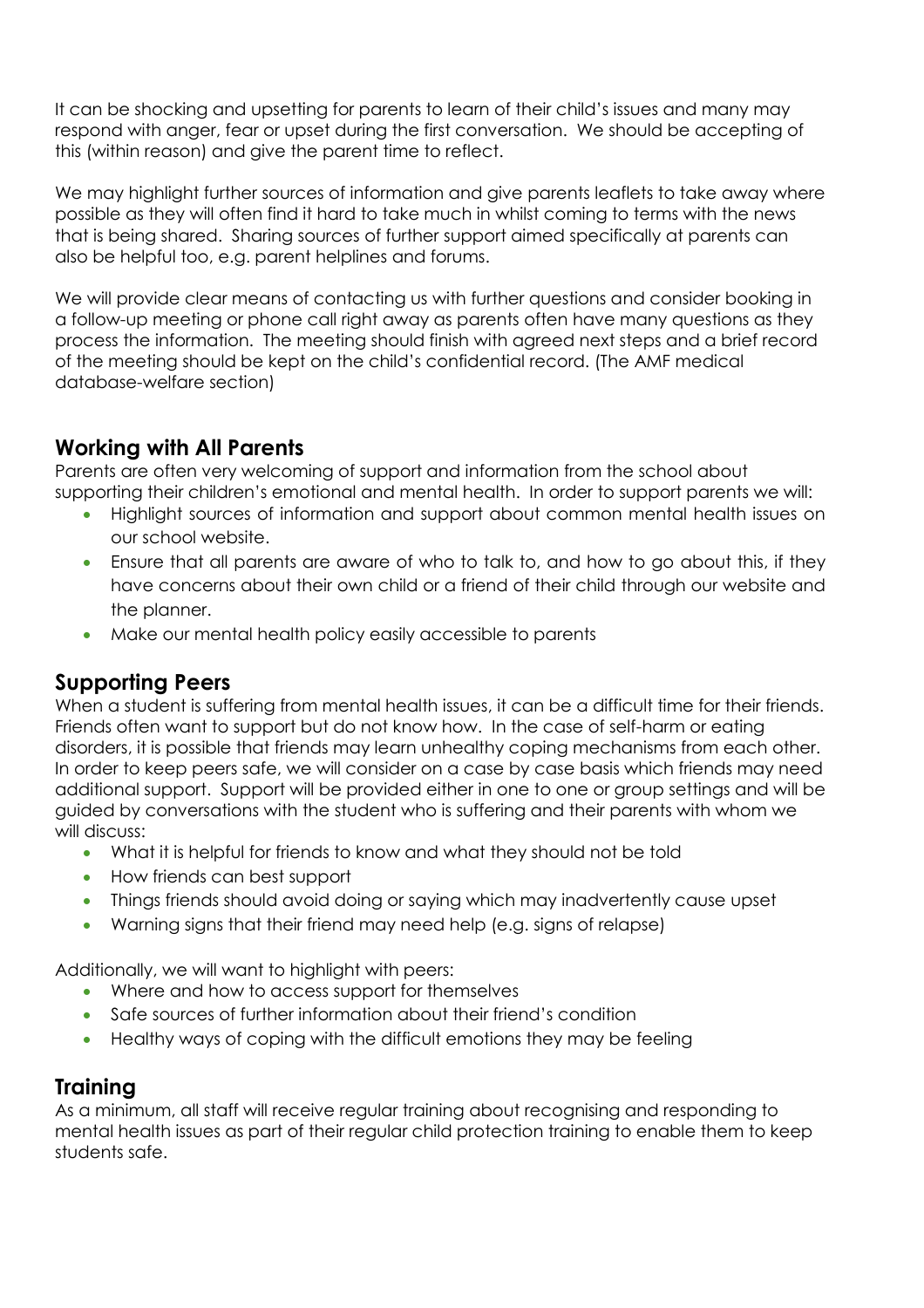It can be shocking and upsetting for parents to learn of their child's issues and many may respond with anger, fear or upset during the first conversation. We should be accepting of this (within reason) and give the parent time to reflect.

We may highlight further sources of information and give parents leaflets to take away where possible as they will often find it hard to take much in whilst coming to terms with the news that is being shared. Sharing sources of further support aimed specifically at parents can also be helpful too, e.g. parent helplines and forums.

We will provide clear means of contacting us with further questions and consider booking in a follow-up meeting or phone call right away as parents often have many questions as they process the information. The meeting should finish with agreed next steps and a brief record of the meeting should be kept on the child's confidential record. (The AMF medical database-welfare section)

## Working with All Parents

Parents are often very welcoming of support and information from the school about supporting their children's emotional and mental health. In order to support parents we will:

- Highlight sources of information and support about common mental health issues on our school website.
- Ensure that all parents are aware of who to talk to, and how to go about this, if they have concerns about their own child or a friend of their child through our website and the planner.
- Make our mental health policy easily accessible to parents

## Supporting Peers

When a student is suffering from mental health issues, it can be a difficult time for their friends. Friends often want to support but do not know how. In the case of self-harm or eating disorders, it is possible that friends may learn unhealthy coping mechanisms from each other. In order to keep peers safe, we will consider on a case by case basis which friends may need additional support. Support will be provided either in one to one or group settings and will be guided by conversations with the student who is suffering and their parents with whom we will discuss:

- What it is helpful for friends to know and what they should not be told
- How friends can best support
- Things friends should avoid doing or saying which may inadvertently cause upset
- Warning signs that their friend may need help (e.g. signs of relapse)

Additionally, we will want to highlight with peers:

- Where and how to access support for themselves
- Safe sources of further information about their friend's condition
- Healthy ways of coping with the difficult emotions they may be feeling

## Training

As a minimum, all staff will receive regular training about recognising and responding to mental health issues as part of their regular child protection training to enable them to keep students safe.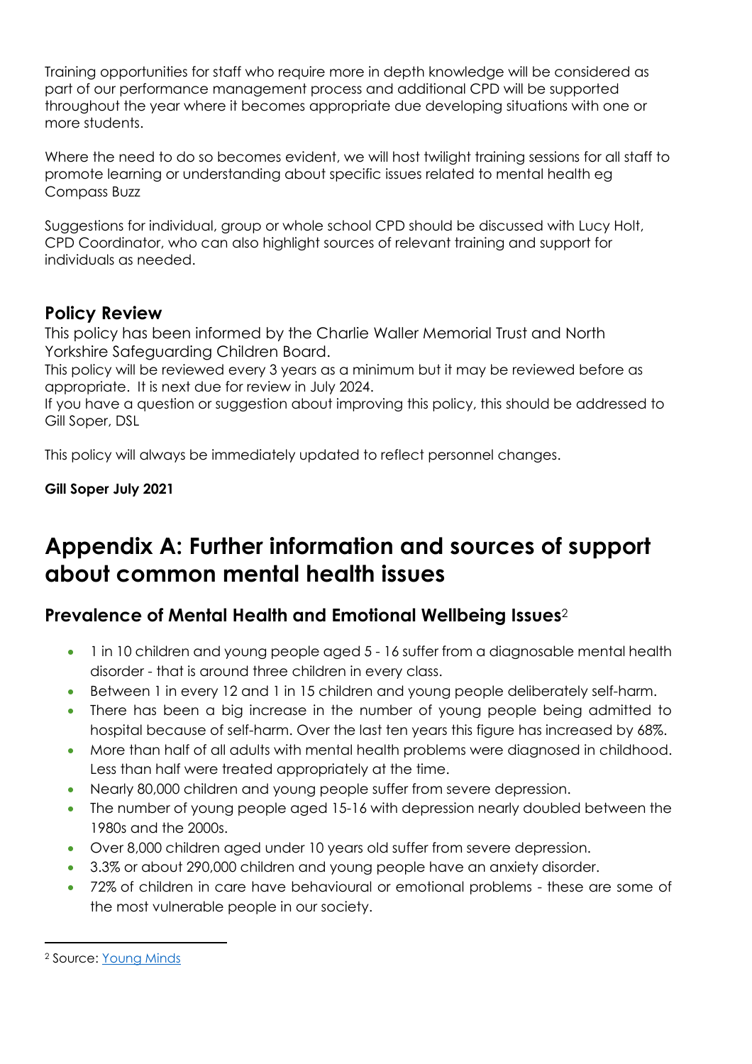Training opportunities for staff who require more in depth knowledge will be considered as part of our performance management process and additional CPD will be supported throughout the year where it becomes appropriate due developing situations with one or more students.

Where the need to do so becomes evident, we will host twilight training sessions for all staff to promote learning or understanding about specific issues related to mental health eg Compass Buzz

Suggestions for individual, group or whole school CPD should be discussed with Lucy Holt, CPD Coordinator, who can also highlight sources of relevant training and support for individuals as needed.

## Policy Review

This policy has been informed by the Charlie Waller Memorial Trust and North Yorkshire Safeguarding Children Board.

This policy will be reviewed every 3 years as a minimum but it may be reviewed before as appropriate. It is next due for review in July 2024.

If you have a question or suggestion about improving this policy, this should be addressed to Gill Soper, DSL

This policy will always be immediately updated to reflect personnel changes.

**Gill Soper July 2021**

# Appendix A: Further information and sources of support about common mental health issues

## Prevalence of Mental Health and Emotional Wellbeing Issues[2]

- 1 in 10 children and young people aged 5 - 16 suffer from a diagnosable mental health disorder - that is around three children in every class.
- Between 1 in every 12 and 1 in 15 children and young people deliberately self-harm.
- There has been a big increase in the number of young people being admitted to hospital because of self-harm. Over the last ten years this figure has increased by 68%.
- More than half of all adults with mental health problems were diagnosed in childhood. Less than half were treated appropriately at the time.
- Nearly 80,000 children and young people suffer from severe depression.
- The number of young people aged 15-16 with depression nearly doubled between the 1980s and the 2000s.
- Over 8,000 children aged under 10 years old suffer from severe depression.
- 3.3% or about 290,000 children and young people have an anxiety disorder.
- 72% of children in care have behavioural or emotional problems - these are some of the most vulnerable people in our society.

[2] Source: Young Minds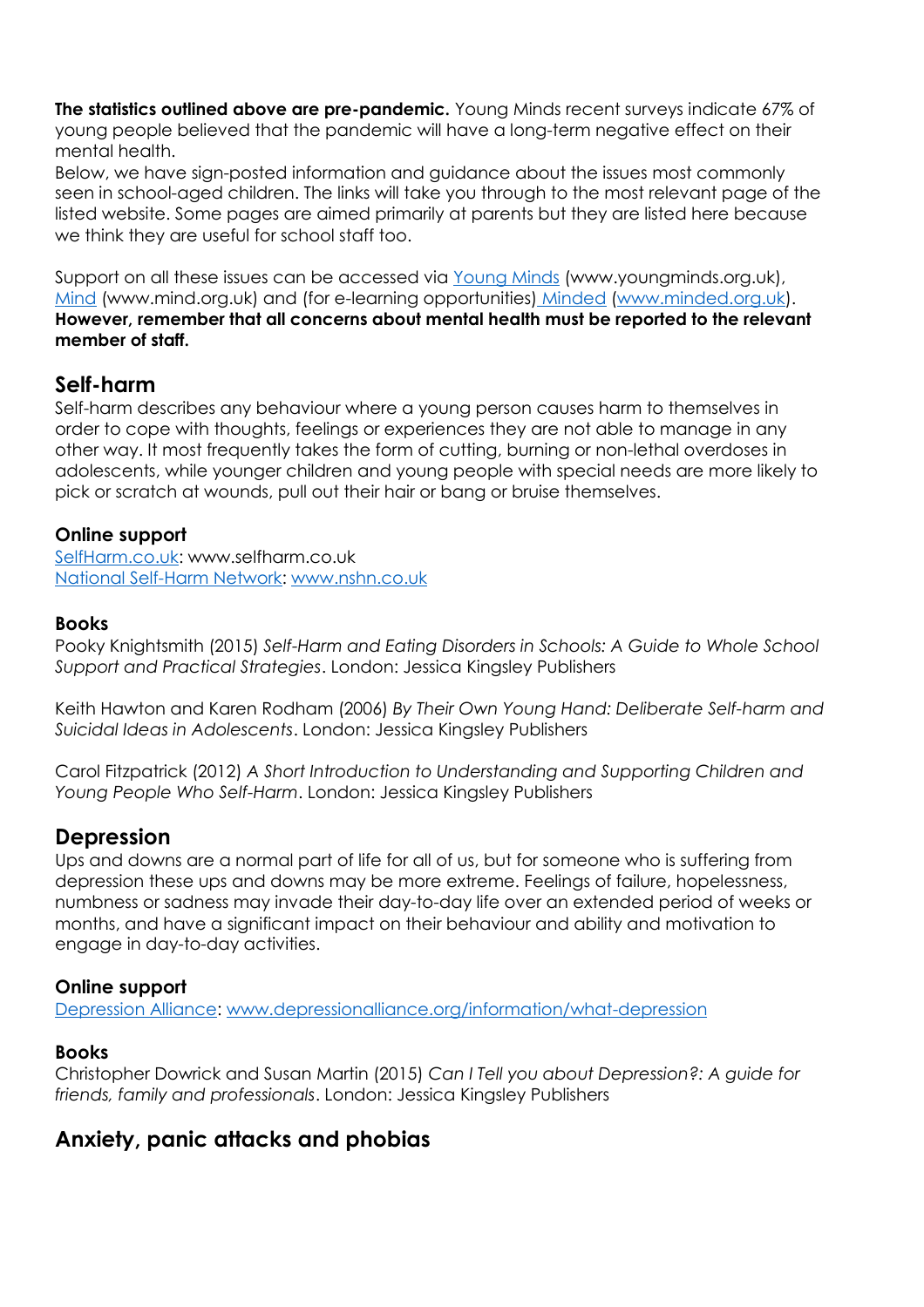**The statistics outlined above are pre-pandemic.** Young Minds recent surveys indicate 67% of young people believed that the pandemic will have a long-term negative effect on their mental health.
Below, we have sign-posted information and guidance about the issues most commonly seen in school-aged children. The links will take you through to the most relevant page of the listed website. Some pages are aimed primarily at parents but they are listed here because we think they are useful for school staff too.

Support on all these issues can be accessed via Young Minds (www.youngminds.org.uk), Mind (www.mind.org.uk) and (for e-learning opportunities) Minded (www.minded.org.uk).
**However, remember that all concerns about mental health must be reported to the relevant member of staff.**

## Self-harm

Self-harm describes any behaviour where a young person causes harm to themselves in order to cope with thoughts, feelings or experiences they are not able to manage in any other way. It most frequently takes the form of cutting, burning or non-lethal overdoses in adolescents, while younger children and young people with special needs are more likely to pick or scratch at wounds, pull out their hair or bang or bruise themselves.

### Online support

SelfHarm.co.uk: www.selfharm.co.uk
National Self-Harm Network: www.nshn.co.uk

### Books

Pooky Knightsmith (2015) *Self-Harm and Eating Disorders in Schools: A Guide to Whole School Support and Practical Strategies*. London: Jessica Kingsley Publishers

Keith Hawton and Karen Rodham (2006) *By Their Own Young Hand: Deliberate Self-harm and Suicidal Ideas in Adolescents*. London: Jessica Kingsley Publishers

Carol Fitzpatrick (2012) *A Short Introduction to Understanding and Supporting Children and Young People Who Self-Harm*. London: Jessica Kingsley Publishers

## Depression

Ups and downs are a normal part of life for all of us, but for someone who is suffering from depression these ups and downs may be more extreme. Feelings of failure, hopelessness, numbness or sadness may invade their day-to-day life over an extended period of weeks or months, and have a significant impact on their behaviour and ability and motivation to engage in day-to-day activities.

### Online support

Depression Alliance: www.depressionalliance.org/information/what-depression

### Books

Christopher Dowrick and Susan Martin (2015) *Can I Tell you about Depression?: A guide for friends, family and professionals*. London: Jessica Kingsley Publishers

## Anxiety, panic attacks and phobias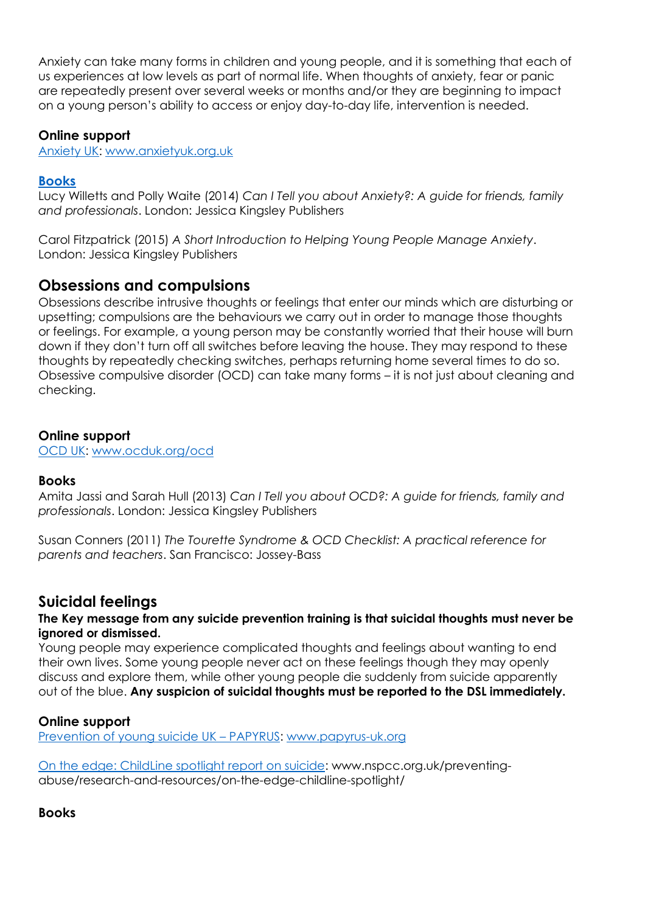Anxiety can take many forms in children and young people, and it is something that each of us experiences at low levels as part of normal life. When thoughts of anxiety, fear or panic are repeatedly present over several weeks or months and/or they are beginning to impact on a young person's ability to access or enjoy day-to-day life, intervention is needed.

**Online support**
[Anxiety UK](www.anxietyuk.org.uk): [www.anxietyuk.org.uk](www.anxietyuk.org.uk)

**[Books]()**
Lucy Willetts and Polly Waite (2014) *Can I Tell you about Anxiety?: A guide for friends, family and professionals*. London: Jessica Kingsley Publishers

Carol Fitzpatrick (2015) *A Short Introduction to Helping Young People Manage Anxiety*. London: Jessica Kingsley Publishers

## Obsessions and compulsions

Obsessions describe intrusive thoughts or feelings that enter our minds which are disturbing or upsetting; compulsions are the behaviours we carry out in order to manage those thoughts or feelings. For example, a young person may be constantly worried that their house will burn down if they don't turn off all switches before leaving the house. They may respond to these thoughts by repeatedly checking switches, perhaps returning home several times to do so. Obsessive compulsive disorder (OCD) can take many forms – it is not just about cleaning and checking.

**Online support**
[OCD UK](www.ocduk.org/ocd): [www.ocduk.org/ocd](www.ocduk.org/ocd)

**Books**
Amita Jassi and Sarah Hull (2013) *Can I Tell you about OCD?: A guide for friends, family and professionals*. London: Jessica Kingsley Publishers

Susan Conners (2011) *The Tourette Syndrome & OCD Checklist: A practical reference for parents and teachers*. San Francisco: Jossey-Bass

## Suicidal feelings

**The Key message from any suicide prevention training is that suicidal thoughts must never be ignored or dismissed.**
Young people may experience complicated thoughts and feelings about wanting to end their own lives. Some young people never act on these feelings though they may openly discuss and explore them, while other young people die suddenly from suicide apparently out of the blue. **Any suspicion of suicidal thoughts must be reported to the DSL immediately.**

**Online support**
[Prevention of young suicide UK – PAPYRUS](www.papyrus-uk.org): [www.papyrus-uk.org](www.papyrus-uk.org)

[On the edge: ChildLine spotlight report on suicide](www.nspcc.org.uk/preventing-abuse/research-and-resources/on-the-edge-childline-spotlight/): www.nspcc.org.uk/preventing-abuse/research-and-resources/on-the-edge-childline-spotlight/

**Books**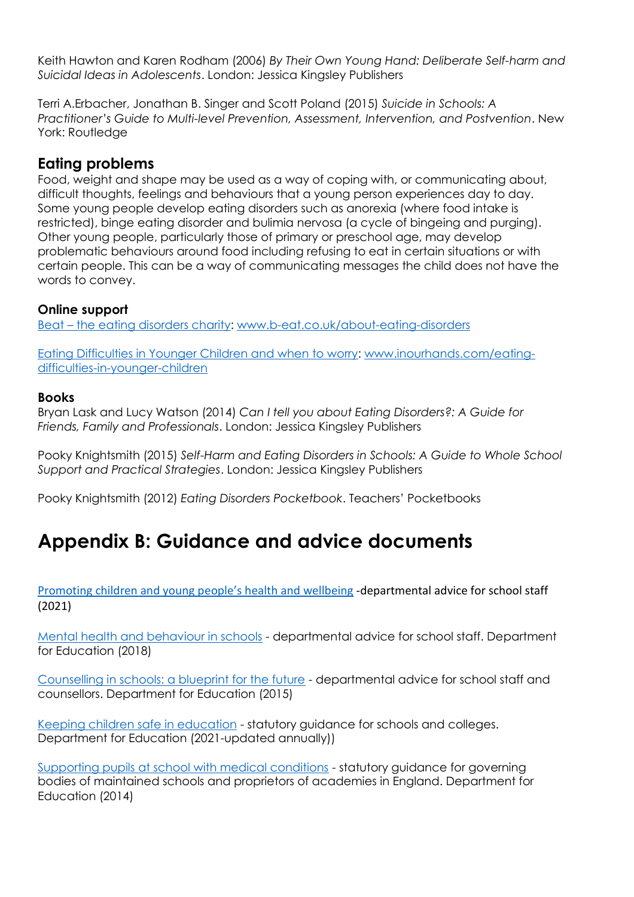Keith Hawton and Karen Rodham (2006) *By Their Own Young Hand: Deliberate Self-harm and Suicidal Ideas in Adolescents*. London: Jessica Kingsley Publishers

Terri A.Erbacher, Jonathan B. Singer and Scott Poland (2015) *Suicide in Schools: A Practitioner's Guide to Multi-level Prevention, Assessment, Intervention, and Postvention*. New York: Routledge

## Eating problems

Food, weight and shape may be used as a way of coping with, or communicating about, difficult thoughts, feelings and behaviours that a young person experiences day to day. Some young people develop eating disorders such as anorexia (where food intake is restricted), binge eating disorder and bulimia nervosa (a cycle of bingeing and purging). Other young people, particularly those of primary or preschool age, may develop problematic behaviours around food including refusing to eat in certain situations or with certain people. This can be a way of communicating messages the child does not have the words to convey.

### Online support

Beat – the eating disorders charity: www.b-eat.co.uk/about-eating-disorders

Eating Difficulties in Younger Children and when to worry: www.inourhands.com/eating-difficulties-in-younger-children

### Books

Bryan Lask and Lucy Watson (2014) *Can I tell you about Eating Disorders?: A Guide for Friends, Family and Professionals*. London: Jessica Kingsley Publishers

Pooky Knightsmith (2015) *Self-Harm and Eating Disorders in Schools: A Guide to Whole School Support and Practical Strategies*. London: Jessica Kingsley Publishers

Pooky Knightsmith (2012) *Eating Disorders Pocketbook*. Teachers' Pocketbooks

# Appendix B: Guidance and advice documents

Promoting children and young people's health and wellbeing -departmental advice for school staff (2021)

Mental health and behaviour in schools - departmental advice for school staff. Department for Education (2018)

Counselling in schools: a blueprint for the future - departmental advice for school staff and counsellors. Department for Education (2015)

Keeping children safe in education - statutory guidance for schools and colleges. Department for Education (2021-updated annually))

Supporting pupils at school with medical conditions - statutory guidance for governing bodies of maintained schools and proprietors of academies in England. Department for Education (2014)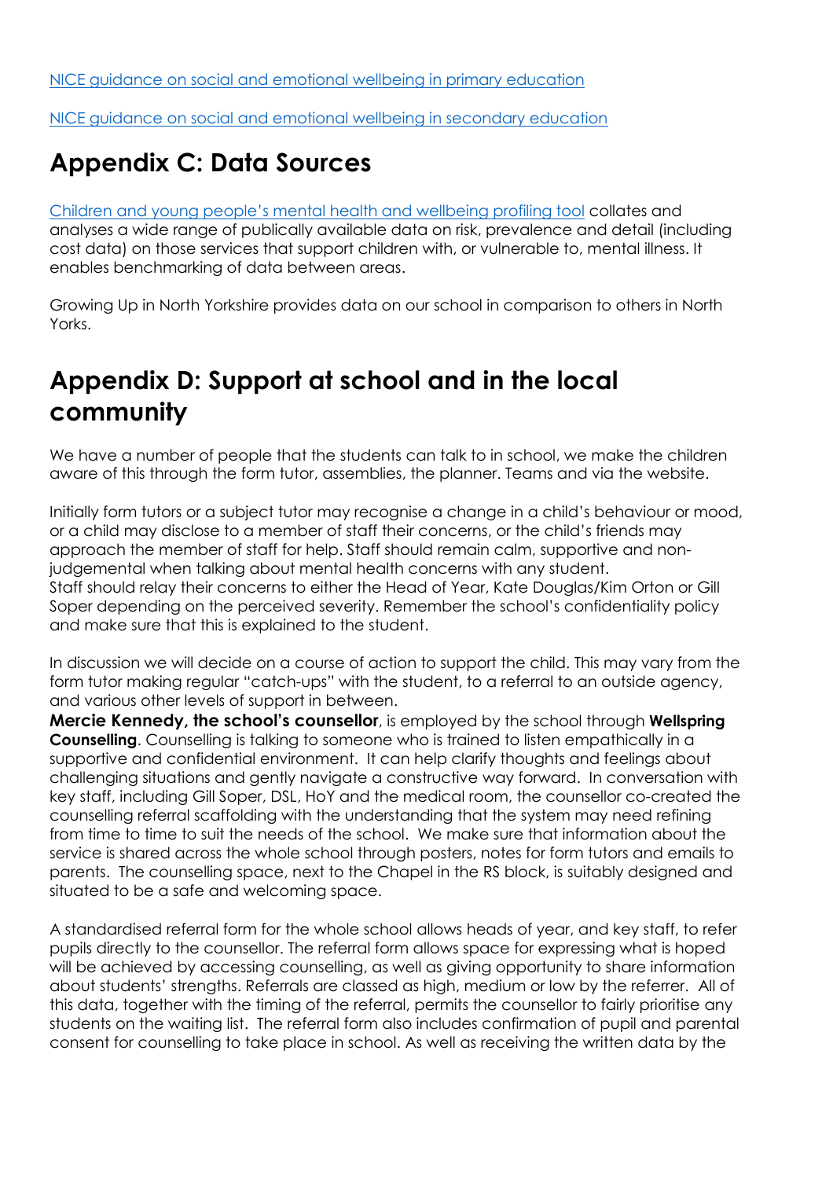[NICE guidance on social and emotional wellbeing in primary education]

[NICE guidance on social and emotional wellbeing in secondary education]

## Appendix C: Data Sources

[Children and young people's mental health and wellbeing profiling tool] collates and analyses a wide range of publically available data on risk, prevalence and detail (including cost data) on those services that support children with, or vulnerable to, mental illness. It enables benchmarking of data between areas.

Growing Up in North Yorkshire provides data on our school in comparison to others in North Yorks.

## Appendix D: Support at school and in the local community

We have a number of people that the students can talk to in school, we make the children aware of this through the form tutor, assemblies, the planner. Teams and via the website.

Initially form tutors or a subject tutor may recognise a change in a child's behaviour or mood, or a child may disclose to a member of staff their concerns, or the child's friends may approach the member of staff for help. Staff should remain calm, supportive and non-judgemental when talking about mental health concerns with any student.
Staff should relay their concerns to either the Head of Year, Kate Douglas/Kim Orton or Gill Soper depending on the perceived severity. Remember the school's confidentiality policy and make sure that this is explained to the student.

In discussion we will decide on a course of action to support the child. This may vary from the form tutor making regular "catch-ups" with the student, to a referral to an outside agency, and various other levels of support in between.
**Mercie Kennedy, the school's counsellor**, is employed by the school through **Wellspring Counselling**. Counselling is talking to someone who is trained to listen empathically in a supportive and confidential environment. It can help clarify thoughts and feelings about challenging situations and gently navigate a constructive way forward. In conversation with key staff, including Gill Soper, DSL, HoY and the medical room, the counsellor co-created the counselling referral scaffolding with the understanding that the system may need refining from time to time to suit the needs of the school. We make sure that information about the service is shared across the whole school through posters, notes for form tutors and emails to parents. The counselling space, next to the Chapel in the RS block, is suitably designed and situated to be a safe and welcoming space.

A standardised referral form for the whole school allows heads of year, and key staff, to refer pupils directly to the counsellor. The referral form allows space for expressing what is hoped will be achieved by accessing counselling, as well as giving opportunity to share information about students' strengths. Referrals are classed as high, medium or low by the referrer. All of this data, together with the timing of the referral, permits the counsellor to fairly prioritise any students on the waiting list. The referral form also includes confirmation of pupil and parental consent for counselling to take place in school. As well as receiving the written data by the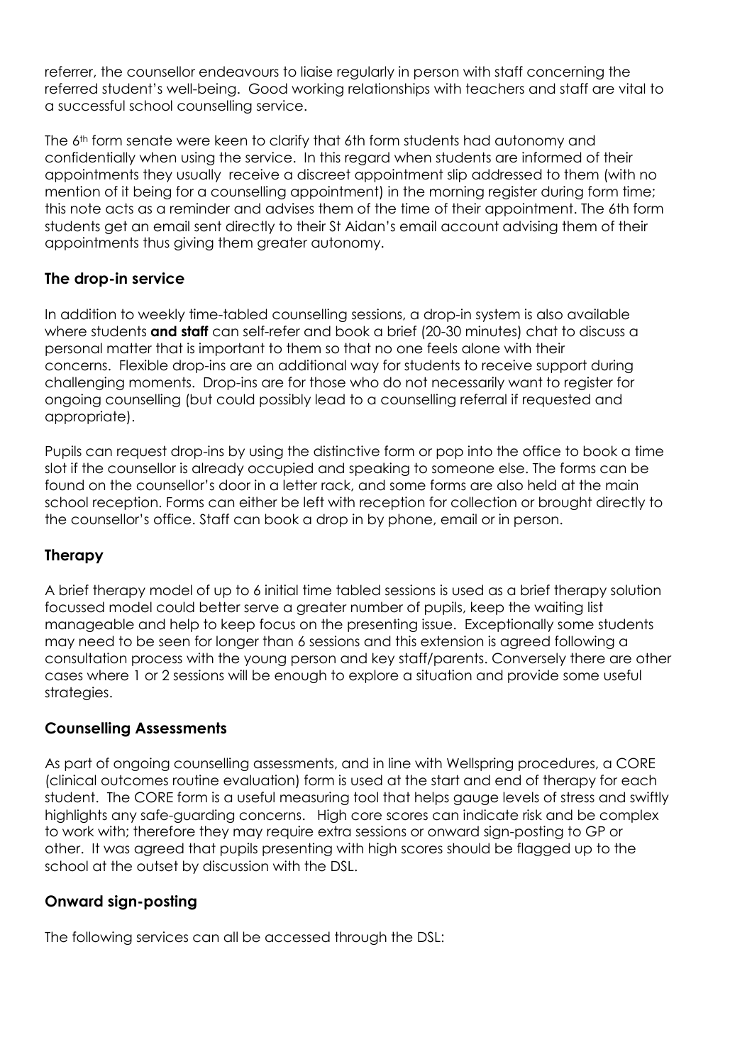referrer, the counsellor endeavours to liaise regularly in person with staff concerning the referred student's well-being. Good working relationships with teachers and staff are vital to a successful school counselling service.

The 6th form senate were keen to clarify that 6th form students had autonomy and confidentially when using the service. In this regard when students are informed of their appointments they usually receive a discreet appointment slip addressed to them (with no mention of it being for a counselling appointment) in the morning register during form time; this note acts as a reminder and advises them of the time of their appointment. The 6th form students get an email sent directly to their St Aidan's email account advising them of their appointments thus giving them greater autonomy.

## The drop-in service

In addition to weekly time-tabled counselling sessions, a drop-in system is also available where students **and staff** can self-refer and book a brief (20-30 minutes) chat to discuss a personal matter that is important to them so that no one feels alone with their concerns. Flexible drop-ins are an additional way for students to receive support during challenging moments. Drop-ins are for those who do not necessarily want to register for ongoing counselling (but could possibly lead to a counselling referral if requested and appropriate).

Pupils can request drop-ins by using the distinctive form or pop into the office to book a time slot if the counsellor is already occupied and speaking to someone else. The forms can be found on the counsellor's door in a letter rack, and some forms are also held at the main school reception. Forms can either be left with reception for collection or brought directly to the counsellor's office. Staff can book a drop in by phone, email or in person.

## Therapy

A brief therapy model of up to 6 initial time tabled sessions is used as a brief therapy solution focussed model could better serve a greater number of pupils, keep the waiting list manageable and help to keep focus on the presenting issue. Exceptionally some students may need to be seen for longer than 6 sessions and this extension is agreed following a consultation process with the young person and key staff/parents. Conversely there are other cases where 1 or 2 sessions will be enough to explore a situation and provide some useful strategies.

## Counselling Assessments

As part of ongoing counselling assessments, and in line with Wellspring procedures, a CORE (clinical outcomes routine evaluation) form is used at the start and end of therapy for each student. The CORE form is a useful measuring tool that helps gauge levels of stress and swiftly highlights any safe-guarding concerns. High core scores can indicate risk and be complex to work with; therefore they may require extra sessions or onward sign-posting to GP or other. It was agreed that pupils presenting with high scores should be flagged up to the school at the outset by discussion with the DSL.

## Onward sign-posting

The following services can all be accessed through the DSL: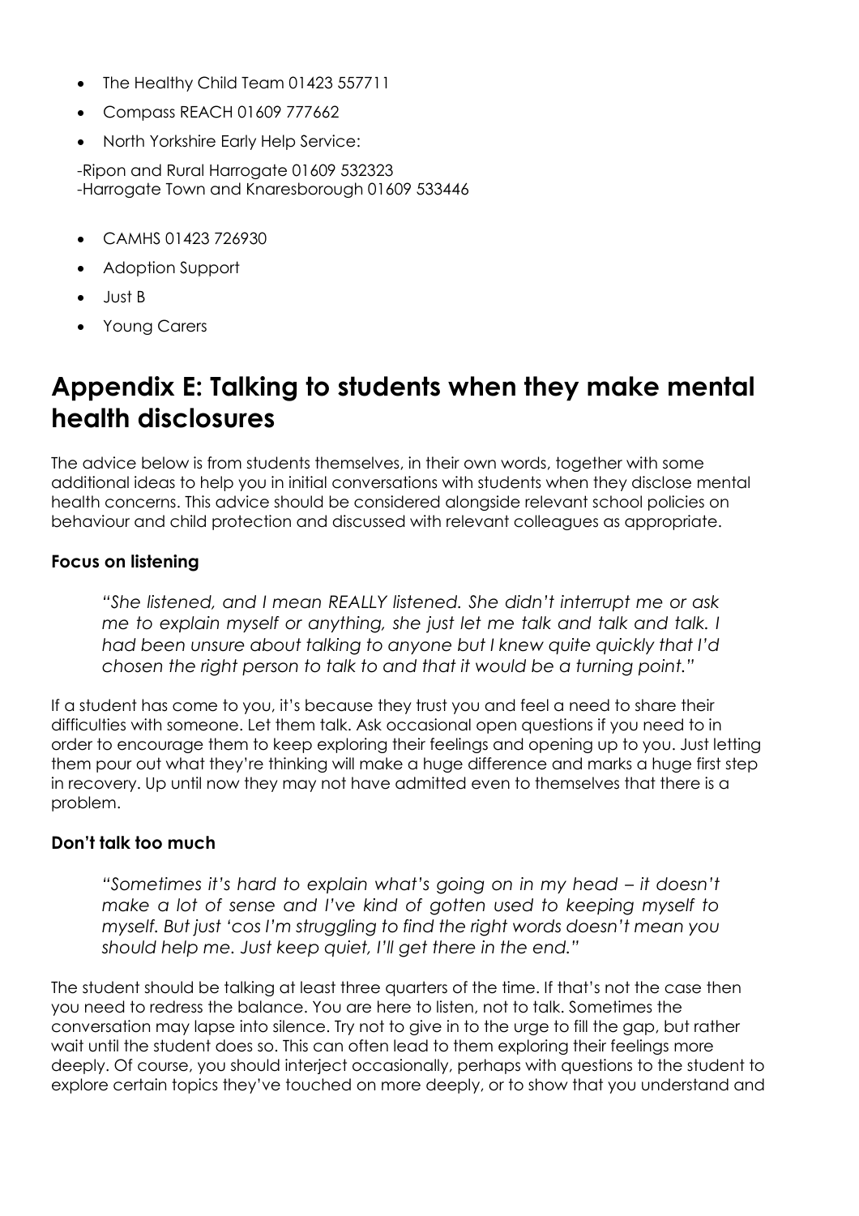- The Healthy Child Team 01423 557711
- Compass REACH 01609 777662
- North Yorkshire Early Help Service:

-Ripon and Rural Harrogate 01609 532323
-Harrogate Town and Knaresborough 01609 533446

- CAMHS 01423 726930
- Adoption Support
- Just B
- Young Carers

# Appendix E: Talking to students when they make mental health disclosures

The advice below is from students themselves, in their own words, together with some additional ideas to help you in initial conversations with students when they disclose mental health concerns. This advice should be considered alongside relevant school policies on behaviour and child protection and discussed with relevant colleagues as appropriate.

### Focus on listening

> *"She listened, and I mean REALLY listened. She didn't interrupt me or ask me to explain myself or anything, she just let me talk and talk and talk. I had been unsure about talking to anyone but I knew quite quickly that I'd chosen the right person to talk to and that it would be a turning point."*

If a student has come to you, it's because they trust you and feel a need to share their difficulties with someone. Let them talk. Ask occasional open questions if you need to in order to encourage them to keep exploring their feelings and opening up to you. Just letting them pour out what they're thinking will make a huge difference and marks a huge first step in recovery. Up until now they may not have admitted even to themselves that there is a problem.

### Don't talk too much

> *"Sometimes it's hard to explain what's going on in my head – it doesn't make a lot of sense and I've kind of gotten used to keeping myself to myself. But just 'cos I'm struggling to find the right words doesn't mean you should help me. Just keep quiet, I'll get there in the end."*

The student should be talking at least three quarters of the time. If that's not the case then you need to redress the balance. You are here to listen, not to talk. Sometimes the conversation may lapse into silence. Try not to give in to the urge to fill the gap, but rather wait until the student does so. This can often lead to them exploring their feelings more deeply. Of course, you should interject occasionally, perhaps with questions to the student to explore certain topics they've touched on more deeply, or to show that you understand and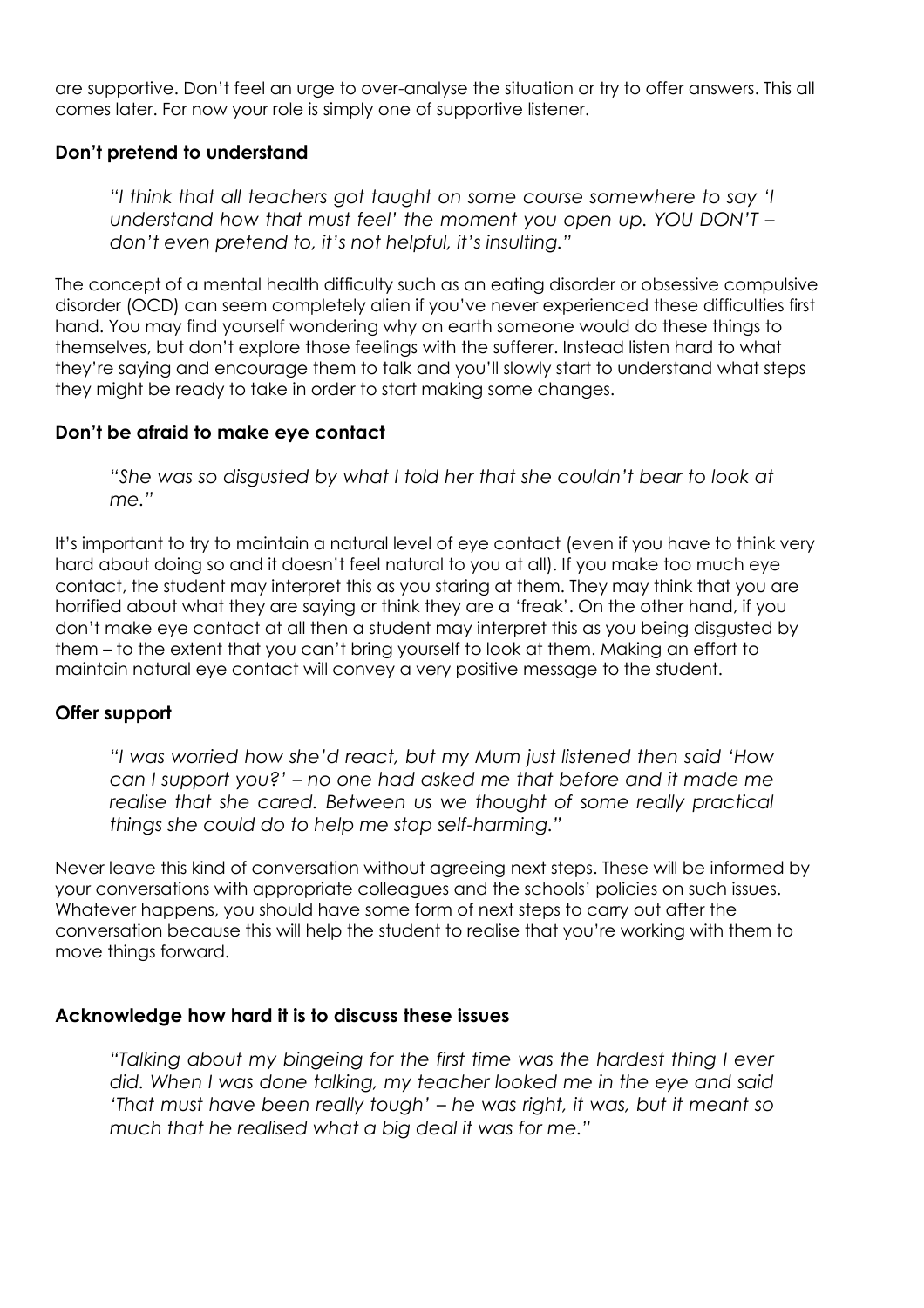are supportive. Don't feel an urge to over-analyse the situation or try to offer answers. This all comes later. For now your role is simply one of supportive listener.

### Don't pretend to understand

> *"I think that all teachers got taught on some course somewhere to say 'I understand how that must feel' the moment you open up. YOU DON'T – don't even pretend to, it's not helpful, it's insulting."*

The concept of a mental health difficulty such as an eating disorder or obsessive compulsive disorder (OCD) can seem completely alien if you've never experienced these difficulties first hand. You may find yourself wondering why on earth someone would do these things to themselves, but don't explore those feelings with the sufferer. Instead listen hard to what they're saying and encourage them to talk and you'll slowly start to understand what steps they might be ready to take in order to start making some changes.

### Don't be afraid to make eye contact

> *"She was so disgusted by what I told her that she couldn't bear to look at me."*

It's important to try to maintain a natural level of eye contact (even if you have to think very hard about doing so and it doesn't feel natural to you at all). If you make too much eye contact, the student may interpret this as you staring at them. They may think that you are horrified about what they are saying or think they are a 'freak'. On the other hand, if you don't make eye contact at all then a student may interpret this as you being disgusted by them – to the extent that you can't bring yourself to look at them. Making an effort to maintain natural eye contact will convey a very positive message to the student.

### Offer support

> *"I was worried how she'd react, but my Mum just listened then said 'How can I support you?' – no one had asked me that before and it made me realise that she cared. Between us we thought of some really practical things she could do to help me stop self-harming."*

Never leave this kind of conversation without agreeing next steps. These will be informed by your conversations with appropriate colleagues and the schools' policies on such issues. Whatever happens, you should have some form of next steps to carry out after the conversation because this will help the student to realise that you're working with them to move things forward.

### Acknowledge how hard it is to discuss these issues

> *"Talking about my bingeing for the first time was the hardest thing I ever did. When I was done talking, my teacher looked me in the eye and said 'That must have been really tough' – he was right, it was, but it meant so much that he realised what a big deal it was for me."*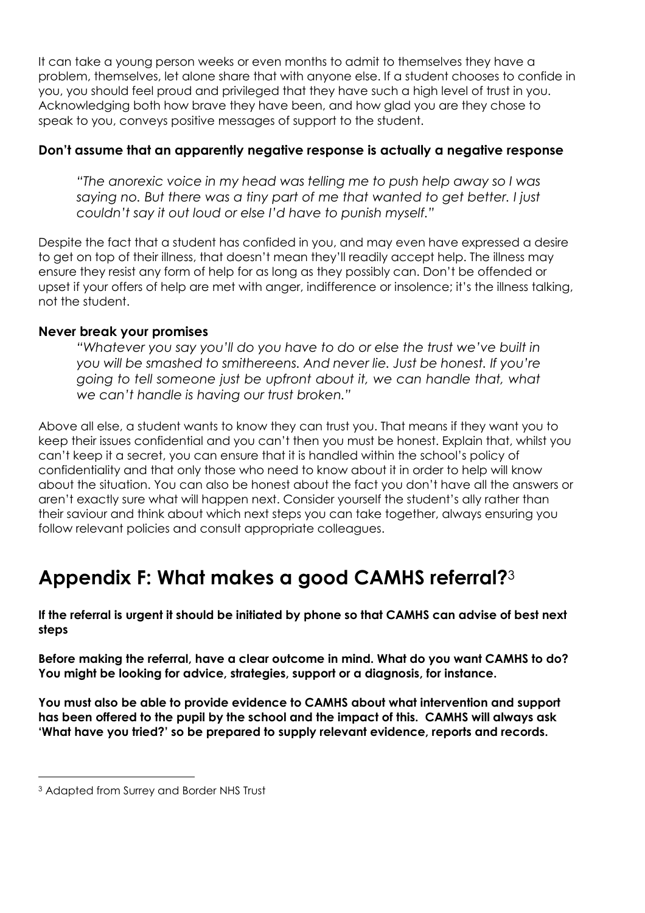It can take a young person weeks or even months to admit to themselves they have a problem, themselves, let alone share that with anyone else. If a student chooses to confide in you, you should feel proud and privileged that they have such a high level of trust in you. Acknowledging both how brave they have been, and how glad you are they chose to speak to you, conveys positive messages of support to the student.

**Don't assume that an apparently negative response is actually a negative response**

> *"The anorexic voice in my head was telling me to push help away so I was saying no. But there was a tiny part of me that wanted to get better. I just couldn't say it out loud or else I'd have to punish myself."*

Despite the fact that a student has confided in you, and may even have expressed a desire to get on top of their illness, that doesn't mean they'll readily accept help. The illness may ensure they resist any form of help for as long as they possibly can. Don't be offended or upset if your offers of help are met with anger, indifference or insolence; it's the illness talking, not the student.

**Never break your promises**

> *"Whatever you say you'll do you have to do or else the trust we've built in you will be smashed to smithereens. And never lie. Just be honest. If you're going to tell someone just be upfront about it, we can handle that, what we can't handle is having our trust broken."*

Above all else, a student wants to know they can trust you. That means if they want you to keep their issues confidential and you can't then you must be honest. Explain that, whilst you can't keep it a secret, you can ensure that it is handled within the school's policy of confidentiality and that only those who need to know about it in order to help will know about the situation. You can also be honest about the fact you don't have all the answers or aren't exactly sure what will happen next. Consider yourself the student's ally rather than their saviour and think about which next steps you can take together, always ensuring you follow relevant policies and consult appropriate colleagues.

# Appendix F: What makes a good CAMHS referral?[3]

**If the referral is urgent it should be initiated by phone so that CAMHS can advise of best next steps**

**Before making the referral, have a clear outcome in mind. What do you want CAMHS to do? You might be looking for advice, strategies, support or a diagnosis, for instance.**

**You must also be able to provide evidence to CAMHS about what intervention and support has been offered to the pupil by the school and the impact of this. CAMHS will always ask 'What have you tried?' so be prepared to supply relevant evidence, reports and records.**

---

[3] Adapted from Surrey and Border NHS Trust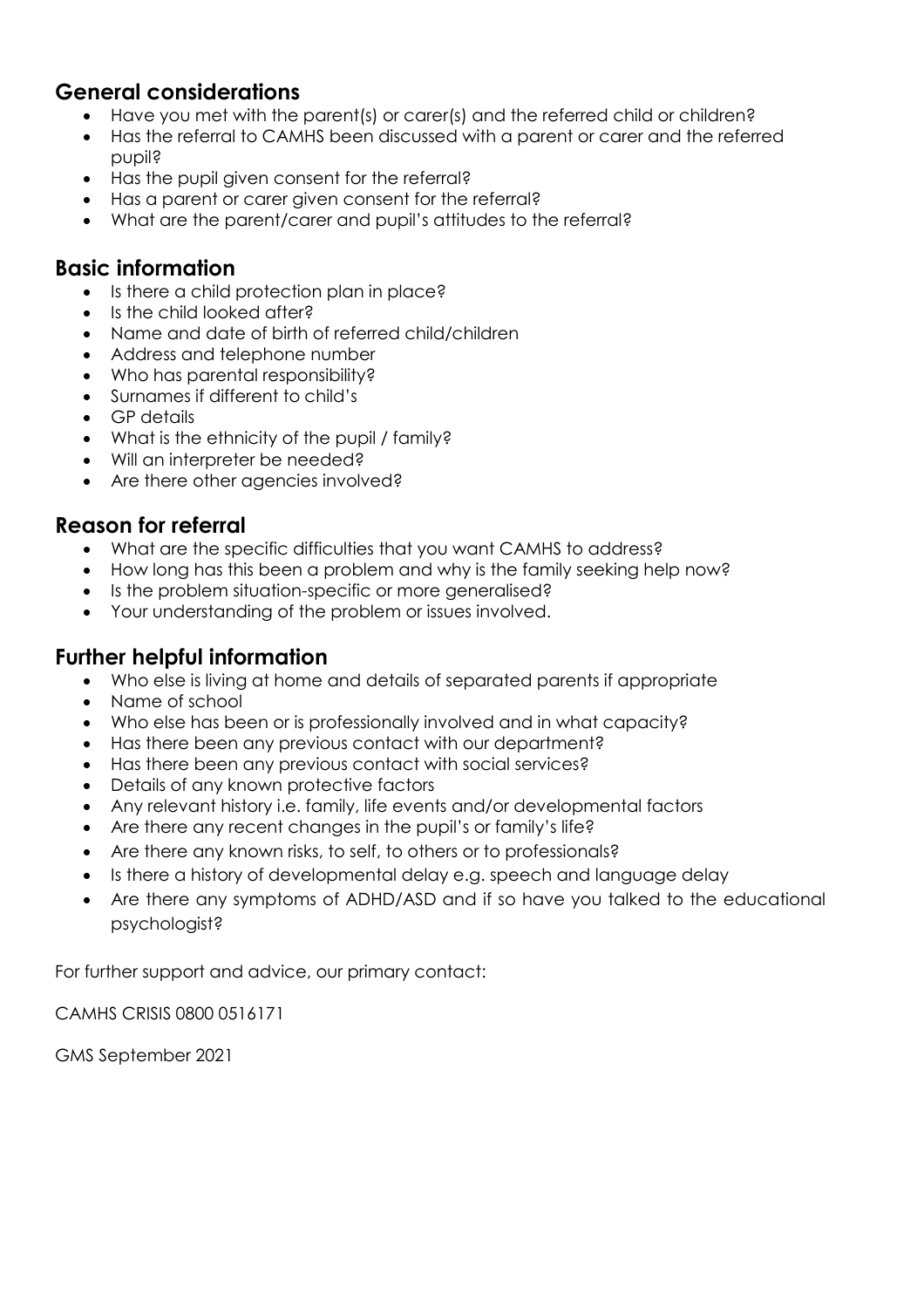## General considerations

- Have you met with the parent(s) or carer(s) and the referred child or children?
- Has the referral to CAMHS been discussed with a parent or carer and the referred pupil?
- Has the pupil given consent for the referral?
- Has a parent or carer given consent for the referral?
- What are the parent/carer and pupil's attitudes to the referral?

## Basic information

- Is there a child protection plan in place?
- Is the child looked after?
- Name and date of birth of referred child/children
- Address and telephone number
- Who has parental responsibility?
- Surnames if different to child's
- GP details
- What is the ethnicity of the pupil / family?
- Will an interpreter be needed?
- Are there other agencies involved?

## Reason for referral

- What are the specific difficulties that you want CAMHS to address?
- How long has this been a problem and why is the family seeking help now?
- Is the problem situation-specific or more generalised?
- Your understanding of the problem or issues involved.

## Further helpful information

- Who else is living at home and details of separated parents if appropriate
- Name of school
- Who else has been or is professionally involved and in what capacity?
- Has there been any previous contact with our department?
- Has there been any previous contact with social services?
- Details of any known protective factors
- Any relevant history i.e. family, life events and/or developmental factors
- Are there any recent changes in the pupil's or family's life?
- Are there any known risks, to self, to others or to professionals?
- Is there a history of developmental delay e.g. speech and language delay
- Are there any symptoms of ADHD/ASD and if so have you talked to the educational psychologist?

For further support and advice, our primary contact:

CAMHS CRISIS 0800 0516171

GMS September 2021